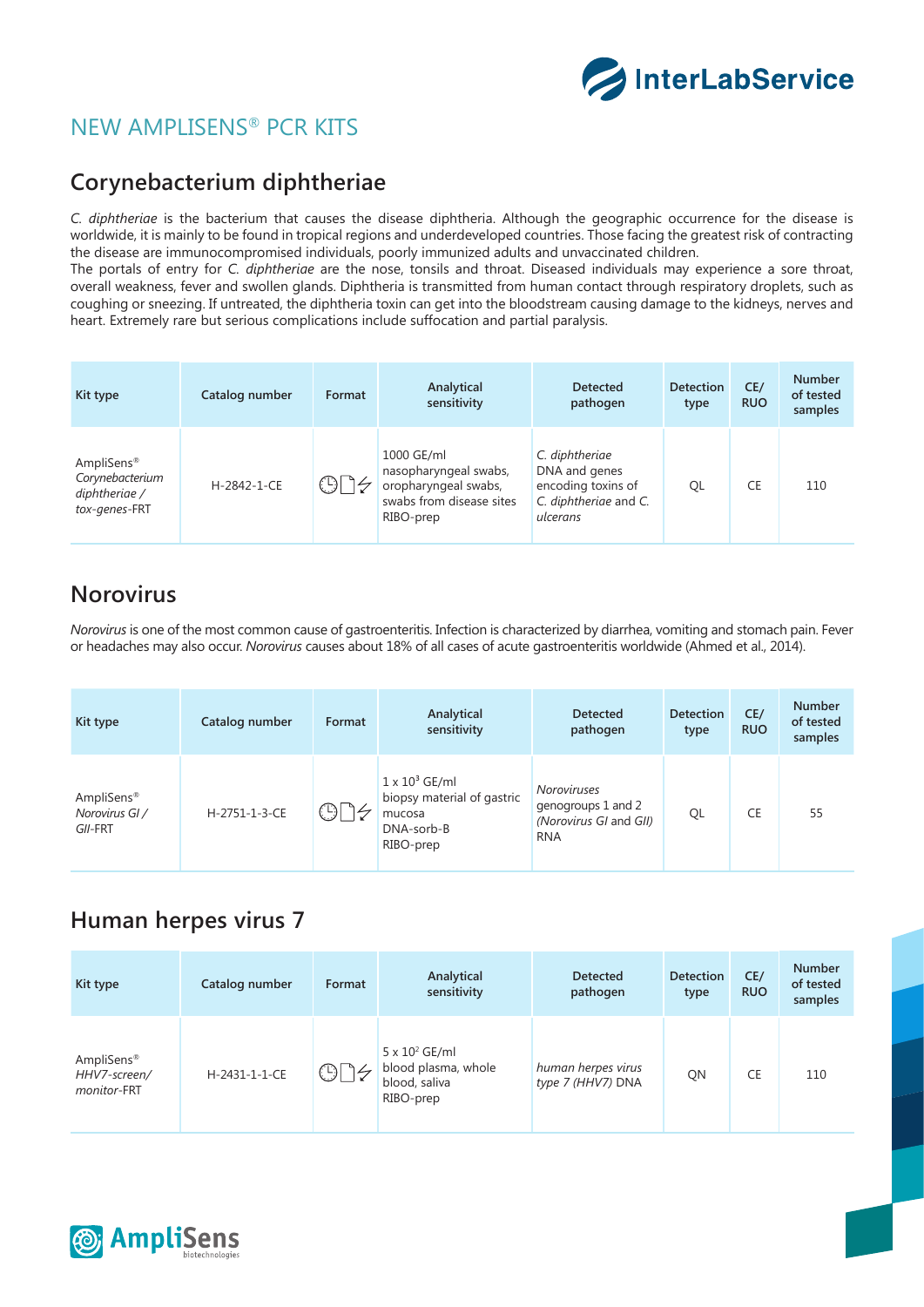## NEW AMPLISENS® PCR KITS

## Corynebacterium diphtheriae

*C. diphtheriae* is the bacterium that causes the disease diphtheria. Although the geographic occurrence for the disease is worldwide, it is mainly to be found in tropical regions and underdeveloped countries. Those facing the greatest risk of contracting the disease are immunocompromised individuals, poorly immunized adults and unvaccinated children.
The portals of entry for *C. diphtheriae* are the nose, tonsils and throat. Diseased individuals may experience a sore throat, overall weakness, fever and swollen glands. Diphtheria is transmitted from human contact through respiratory droplets, such as coughing or sneezing. If untreated, the diphtheria toxin can get into the bloodstream causing damage to the kidneys, nerves and heart. Extremely rare but serious complications include suffocation and partial paralysis.

| Kit type | Catalog number | Format | Analytical sensitivity | Detected pathogen | Detection type | CE/ RUO | Number of tested samples |
|---|---|---|---|---|---|---|---|
| AmpliSens® *Corynebacterium diphtheriae / tox-genes*-FRT | H-2842-1-CE | | 1000 GE/ml nasopharyngeal swabs, oropharyngeal swabs, swabs from disease sites RIBO-prep | *C. diphtheriae* DNA and genes encoding toxins of *C. diphtheriae* and *C. ulcerans* | QL | CE | 110 |

## Norovirus

*Norovirus* is one of the most common cause of gastroenteritis. Infection is characterized by diarrhea, vomiting and stomach pain. Fever or headaches may also occur. *Norovirus* causes about 18% of all cases of acute gastroenteritis worldwide (Ahmed et al., 2014).

| Kit type | Catalog number | Format | Analytical sensitivity | Detected pathogen | Detection type | CE/ RUO | Number of tested samples |
|---|---|---|---|---|---|---|---|
| AmpliSens® *Norovirus GI / GII*-FRT | H-2751-1-3-CE | | $1 \times 10^3$ GE/ml biopsy material of gastric mucosa DNA-sorb-B RIBO-prep | *Noroviruses* genogroups 1 and 2 *(Norovirus GI* and *GII)* RNA | QL | CE | 55 |

## Human herpes virus 7

| Kit type | Catalog number | Format | Analytical sensitivity | Detected pathogen | Detection type | CE/ RUO | Number of tested samples |
|---|---|---|---|---|---|---|---|
| AmpliSens® *HHV7-screen/ monitor*-FRT | H-2431-1-1-CE | | $5 \times 10^2$ GE/ml blood plasma, whole blood, saliva RIBO-prep | *human herpes virus type 7 (HHV7)* DNA | QN | CE | 110 |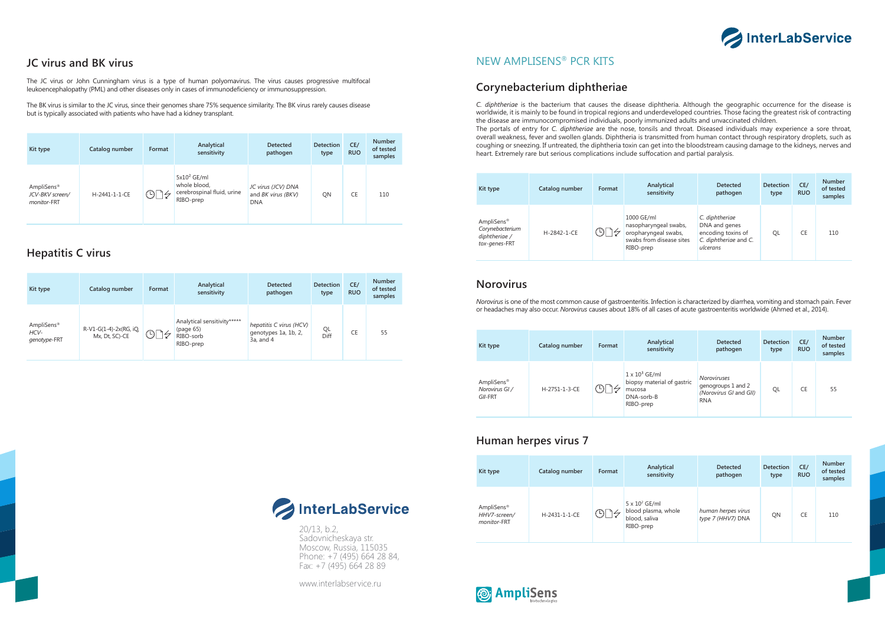## JC virus and BK virus

The JC virus or John Cunningham virus is a type of human polyomavirus. The virus causes progressive multifocal leukoencephalopathy (PML) and other diseases only in cases of immunodeficiency or immunosuppression.

The BK virus is similar to the JC virus, since their genomes share 75% sequence similarity. The BK virus rarely causes disease but is typically associated with patients who have had a kidney transplant.

| Kit type | Catalog number | Format | Analytical sensitivity | Detected pathogen | Detection type | CE/ RUO | Number of tested samples |
|---|---|---|---|---|---|---|---|
| AmpliSens® *JCV-BKV screen/ monitor*-FRT | H-2441-1-1-CE | | $5x10^2$ GE/ml whole blood, cerebrospinal fluid, urine RIBO-prep | *JC virus (JCV) DNA* and *BK virus (BKV)* DNA | QN | CE | 110 |

## Hepatitis C virus

| Kit type | Catalog number | Format | Analytical sensitivity | Detected pathogen | Detection type | CE/ RUO | Number of tested samples |
|---|---|---|---|---|---|---|---|
| AmpliSens® *HCV-genotype*-FRT | R-V1-G(1-4)-2x(RG, iQ, Mx, Dt, SC)-CE | | Analytical sensitivity***** (page 65) RIBO-sorb RIBO-prep | *hepatitis C virus (HCV)* genotypes 1a, 1b, 2, 3a, and 4 | QL Diff | CE | 55 |

InterLabService

20/13, b.2,
Sadovnicheskaya str.
Moscow, Russia, 115035
Phone: +7 (495) 664 28 84,
Fax: +7 (495) 664 28 89

www.interlabservice.ru

# NEW AMPLISENS® PCR KITS

## Corynebacterium diphtheriae

*C. diphtheriae* is the bacterium that causes the disease diphtheria. Although the geographic occurrence for the disease is worldwide, it is mainly to be found in tropical regions and underdeveloped countries. Those facing the greatest risk of contracting the disease are immunocompromised individuals, poorly immunized adults and unvaccinated children.
The portals of entry for *C. diphtheriae* are the nose, tonsils and throat. Diseased individuals may experience a sore throat, overall weakness, fever and swollen glands. Diphtheria is transmitted from human contact through respiratory droplets, such as coughing or sneezing. If untreated, the diphtheria toxin can get into the bloodstream causing damage to the kidneys, nerves and heart. Extremely rare but serious complications include suffocation and partial paralysis.

| Kit type | Catalog number | Format | Analytical sensitivity | Detected pathogen | Detection type | CE/ RUO | Number of tested samples |
|---|---|---|---|---|---|---|---|
| AmpliSens® *Corynebacterium diphtheriae / tox-genes*-FRT | H-2842-1-CE | | 1000 GE/ml nasopharyngeal swabs, oropharyngeal swabs, swabs from disease sites RIBO-prep | *C. diphtheriae* DNA and genes encoding toxins of *C. diphtheriae* and *C. ulcerans* | QL | CE | 110 |

## Norovirus

*Norovirus* is one of the most common cause of gastroenteritis. Infection is characterized by diarrhea, vomiting and stomach pain. Fever or headaches may also occur. *Norovirus* causes about 18% of all cases of acute gastroenteritis worldwide (Ahmed et al., 2014).

| Kit type | Catalog number | Format | Analytical sensitivity | Detected pathogen | Detection type | CE/ RUO | Number of tested samples |
|---|---|---|---|---|---|---|---|
| AmpliSens® *Norovirus GI / GII*-FRT | H-2751-1-3-CE | | $1 x 10^3$ GE/ml biopsy material of gastric mucosa DNA-sorb-B RIBO-prep | *Noroviruses* genogroups 1 and 2 *(Norovirus GI* and *GII)* RNA | QL | CE | 55 |

## Human herpes virus 7

| Kit type | Catalog number | Format | Analytical sensitivity | Detected pathogen | Detection type | CE/ RUO | Number of tested samples |
|---|---|---|---|---|---|---|---|
| AmpliSens® *HHV7-screen/ monitor*-FRT | H-2431-1-1-CE | | $5 x 10^2$ GE/ml blood plasma, whole blood, saliva RIBO-prep | *human herpes virus type 7 (HHV7)* DNA | QN | CE | 110 |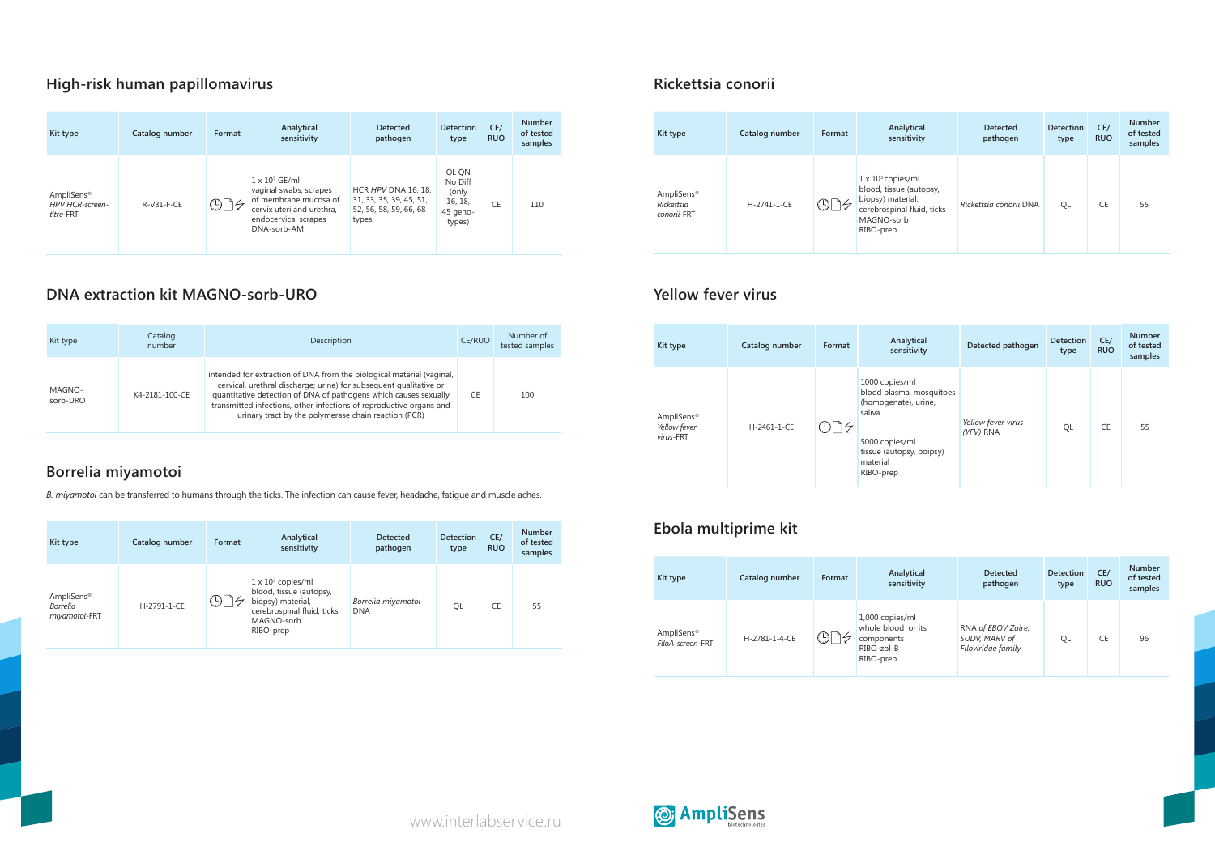## High-risk human papillomavirus

| Kit type | Catalog number | Format | Analytical sensitivity | Detected pathogen | Detection type | CE/ RUO | Number of tested samples |
|---|---|---|---|---|---|---|---|
| AmpliSens® *HPV HCR-screen-titre*-FRT | R-V31-F-CE | | $1 \times 10^3$ GE/ml vaginal swabs, scrapes of membrane mucosa of cervix uteri and urethra, endocervical scrapes DNA-sorb-AM | HCR *HPV* DNA 16, 18, 31, 33, 35, 39, 45, 51, 52, 56, 58, 59, 66, 68 types | QL QN No Diff (only 16, 18, 45 geno-types) | CE | 110 |

## DNA extraction kit MAGNO-sorb-URO

| Kit type | Catalog number | Description | CE/RUO | Number of tested samples |
|---|---|---|---|---|
| MAGNO-sorb-URO | K4-2181-100-CE | intended for extraction of DNA from the biological material (vaginal, cervical, urethral discharge; urine) for subsequent qualitative or quantitative detection of DNA of pathogens which causes sexually transmitted infections, other infections of reproductive organs and urinary tract by the polymerase chain reaction (PCR) | CE | 100 |

## Borrelia miyamotoi

*B. miyamotoi* can be transferred to humans through the ticks. The infection can cause fever, headache, fatigue and muscle aches.

| Kit type | Catalog number | Format | Analytical sensitivity | Detected pathogen | Detection type | CE/ RUO | Number of tested samples |
|---|---|---|---|---|---|---|---|
| AmpliSens® *Borrelia miyamotoi*-FRT | H-2791-1-CE | | $1 \times 10^3$ copies/ml blood, tissue (autopsy, biopsy) material, cerebrospinal fluid, ticks MAGNO-sorb RIBO-prep | *Borrelia miyamotoi* DNA | QL | CE | 55 |

## Rickettsia conorii

| Kit type | Catalog number | Format | Analytical sensitivity | Detected pathogen | Detection type | CE/ RUO | Number of tested samples |
|---|---|---|---|---|---|---|---|
| AmpliSens® *Rickettsia conorii*-FRT | H-2741-1-CE | | $1 \times 10^3$ copies/ml blood, tissue (autopsy, biopsy) material, cerebrospinal fluid, ticks MAGNO-sorb RIBO-prep | *Rickettsia conorii* DNA | QL | CE | 55 |

## Yellow fever virus

| Kit type | Catalog number | Format | Analytical sensitivity | Detected pathogen | Detection type | CE/ RUO | Number of tested samples |
|---|---|---|---|---|---|---|---|
| AmpliSens® *Yellow fever virus*-FRT | H-2461-1-CE | | 1000 copies/ml blood plasma, mosquitoes (homogenate), urine, saliva<br>5000 copies/ml tissue (autopsy, boipsy) material RIBO-prep | *Yellow fever virus (YFV)* RNA | QL | CE | 55 |

## Ebola multiprime kit

| Kit type | Catalog number | Format | Analytical sensitivity | Detected pathogen | Detection type | CE/ RUO | Number of tested samples |
|---|---|---|---|---|---|---|---|
| AmpliSens® *FiloA-screen*-FRT | H-2781-1-4-CE | | 1,000 copies/ml whole blood or its components RIBO-zol-B RIBO-prep | RNA *of EBOV Zaire, SUDV, MARV of Filoviridae family* | QL | CE | 96 |

www.interlabservice.ru

AmpliSens